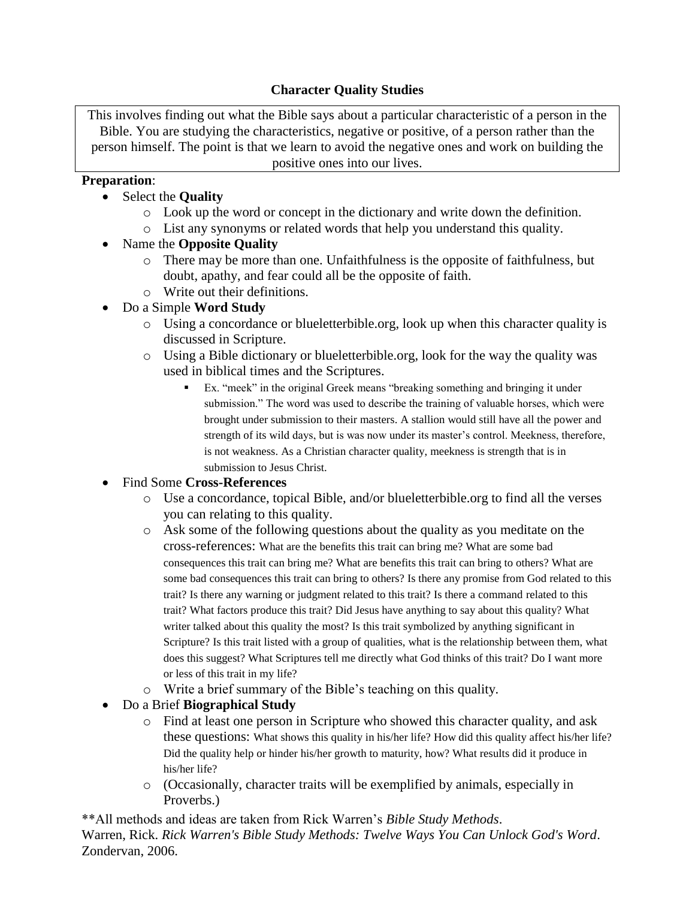## Character Quality Studies

This involves finding out what the Bible says about a particular characteristic of a person in the Bible. You are studying the characteristics, negative or positive, of a person rather than the person himself. The point is that we learn to avoid the negative ones and work on building the positive ones into our lives.

**Preparation**:

- Select the **Quality**
  - Look up the word or concept in the dictionary and write down the definition.
  - List any synonyms or related words that help you understand this quality.
- Name the **Opposite Quality**
  - There may be more than one. Unfaithfulness is the opposite of faithfulness, but doubt, apathy, and fear could all be the opposite of faith.
  - Write out their definitions.
- Do a Simple **Word Study**
  - Using a concordance or blueletterbible.org, look up when this character quality is discussed in Scripture.
  - Using a Bible dictionary or blueletterbible.org, look for the way the quality was used in biblical times and the Scriptures.
    - Ex. "meek" in the original Greek means "breaking something and bringing it under submission." The word was used to describe the training of valuable horses, which were brought under submission to their masters. A stallion would still have all the power and strength of its wild days, but is was now under its master's control. Meekness, therefore, is not weakness. As a Christian character quality, meekness is strength that is in submission to Jesus Christ.
- Find Some **Cross-References**
  - Use a concordance, topical Bible, and/or blueletterbible.org to find all the verses you can relating to this quality.
  - Ask some of the following questions about the quality as you meditate on the cross-references: What are the benefits this trait can bring me? What are some bad consequences this trait can bring me? What are benefits this trait can bring to others? What are some bad consequences this trait can bring to others? Is there any promise from God related to this trait? Is there any warning or judgment related to this trait? Is there a command related to this trait? What factors produce this trait? Did Jesus have anything to say about this quality? What writer talked about this quality the most? Is this trait symbolized by anything significant in Scripture? Is this trait listed with a group of qualities, what is the relationship between them, what does this suggest? What Scriptures tell me directly what God thinks of this trait? Do I want more or less of this trait in my life?
  - Write a brief summary of the Bible's teaching on this quality.
- Do a Brief **Biographical Study**
  - Find at least one person in Scripture who showed this character quality, and ask these questions: What shows this quality in his/her life? How did this quality affect his/her life? Did the quality help or hinder his/her growth to maturity, how? What results did it produce in his/her life?
  - (Occasionally, character traits will be exemplified by animals, especially in Proverbs.)

**All methods and ideas are taken from Rick Warren's *Bible Study Methods*.
Warren, Rick. *Rick Warren's Bible Study Methods: Twelve Ways You Can Unlock God's Word*. Zondervan, 2006.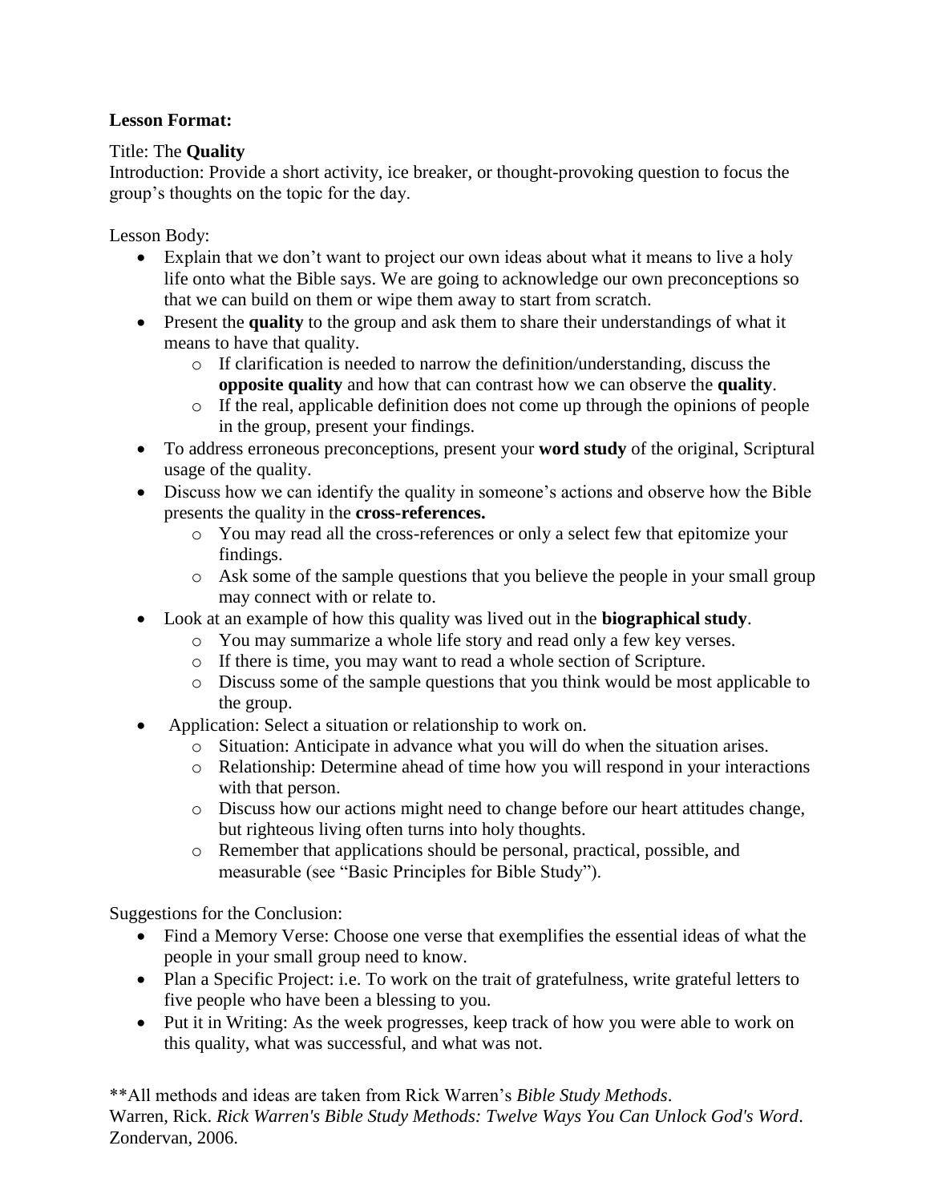**Lesson Format:**

Title: The **Quality**
Introduction: Provide a short activity, ice breaker, or thought-provoking question to focus the group's thoughts on the topic for the day.

Lesson Body:

- Explain that we don't want to project our own ideas about what it means to live a holy life onto what the Bible says. We are going to acknowledge our own preconceptions so that we can build on them or wipe them away to start from scratch.
- Present the **quality** to the group and ask them to share their understandings of what it means to have that quality.
    - If clarification is needed to narrow the definition/understanding, discuss the **opposite quality** and how that can contrast how we can observe the **quality**.
    - If the real, applicable definition does not come up through the opinions of people in the group, present your findings.
- To address erroneous preconceptions, present your **word study** of the original, Scriptural usage of the quality.
- Discuss how we can identify the quality in someone's actions and observe how the Bible presents the quality in the **cross-references.**
    - You may read all the cross-references or only a select few that epitomize your findings.
    - Ask some of the sample questions that you believe the people in your small group may connect with or relate to.
- Look at an example of how this quality was lived out in the **biographical study**.
    - You may summarize a whole life story and read only a few key verses.
    - If there is time, you may want to read a whole section of Scripture.
    - Discuss some of the sample questions that you think would be most applicable to the group.
- Application: Select a situation or relationship to work on.
    - Situation: Anticipate in advance what you will do when the situation arises.
    - Relationship: Determine ahead of time how you will respond in your interactions with that person.
    - Discuss how our actions might need to change before our heart attitudes change, but righteous living often turns into holy thoughts.
    - Remember that applications should be personal, practical, possible, and measurable (see "Basic Principles for Bible Study").

Suggestions for the Conclusion:

- Find a Memory Verse: Choose one verse that exemplifies the essential ideas of what the people in your small group need to know.
- Plan a Specific Project: i.e. To work on the trait of gratefulness, write grateful letters to five people who have been a blessing to you.
- Put it in Writing: As the week progresses, keep track of how you were able to work on this quality, what was successful, and what was not.

**All methods and ideas are taken from Rick Warren's *Bible Study Methods*.
Warren, Rick. *Rick Warren's Bible Study Methods: Twelve Ways You Can Unlock God's Word*. Zondervan, 2006.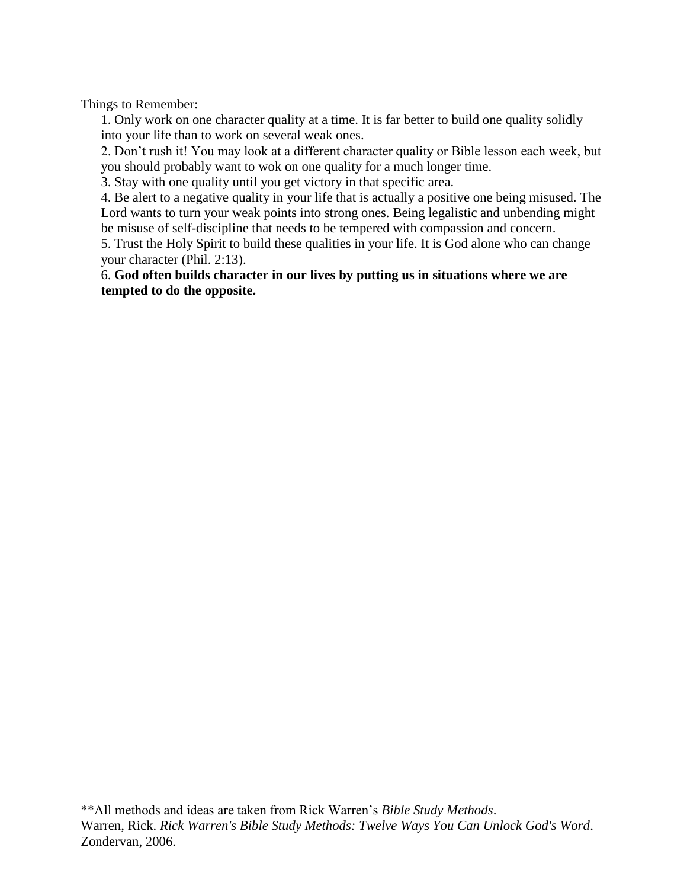Things to Remember:

1. Only work on one character quality at a time. It is far better to build one quality solidly into your life than to work on several weak ones.
2. Don't rush it! You may look at a different character quality or Bible lesson each week, but you should probably want to wok on one quality for a much longer time.
3. Stay with one quality until you get victory in that specific area.
4. Be alert to a negative quality in your life that is actually a positive one being misused. The Lord wants to turn your weak points into strong ones. Being legalistic and unbending might be misuse of self-discipline that needs to be tempered with compassion and concern.
5. Trust the Holy Spirit to build these qualities in your life. It is God alone who can change your character (Phil. 2:13).
6. **God often builds character in our lives by putting us in situations where we are tempted to do the opposite.**

**All methods and ideas are taken from Rick Warren's *Bible Study Methods*.
Warren, Rick. *Rick Warren's Bible Study Methods: Twelve Ways You Can Unlock God's Word*. Zondervan, 2006.